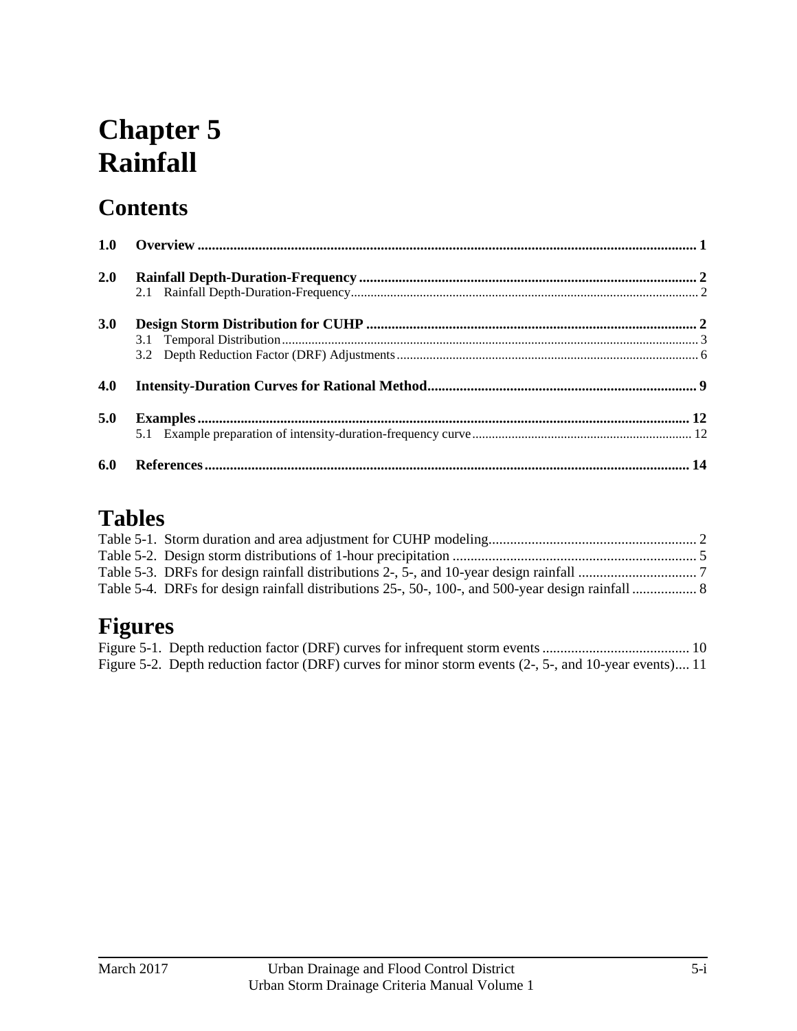# Chapter 5
# Rainfall

## Contents

**1.0 Overview** ........................................................................................................................................ 1

**2.0 Rainfall Depth-Duration-Frequency** .............................................................................................. 2
- 2.1 Rainfall Depth-Duration-Frequency ......................................................................................................... 2

**3.0 Design Storm Distribution for CUHP** ............................................................................................ 2
- 3.1 Temporal Distribution ............................................................................................................................... 3
- 3.2 Depth Reduction Factor (DRF) Adjustments ........................................................................................... 6

**4.0 Intensity-Duration Curves for Rational Method** ........................................................................... 9

**5.0 Examples** ........................................................................................................................................ 12
- 5.1 Example preparation of intensity-duration-frequency curve .................................................................. 12

**6.0 References** ..................................................................................................................................... 14

## Tables

Table 5-1. Storm duration and area adjustment for CUHP modeling .......................................................... 2
Table 5-2. Design storm distributions of 1-hour precipitation .................................................................... 5
Table 5-3. DRFs for design rainfall distributions 2-, 5-, and 10-year design rainfall ................................. 7
Table 5-4. DRFs for design rainfall distributions 25-, 50-, 100-, and 500-year design rainfall .................. 8

## Figures

Figure 5-1. Depth reduction factor (DRF) curves for infrequent storm events ......................................... 10
Figure 5-2. Depth reduction factor (DRF) curves for minor storm events (2-, 5-, and 10-year events).... 11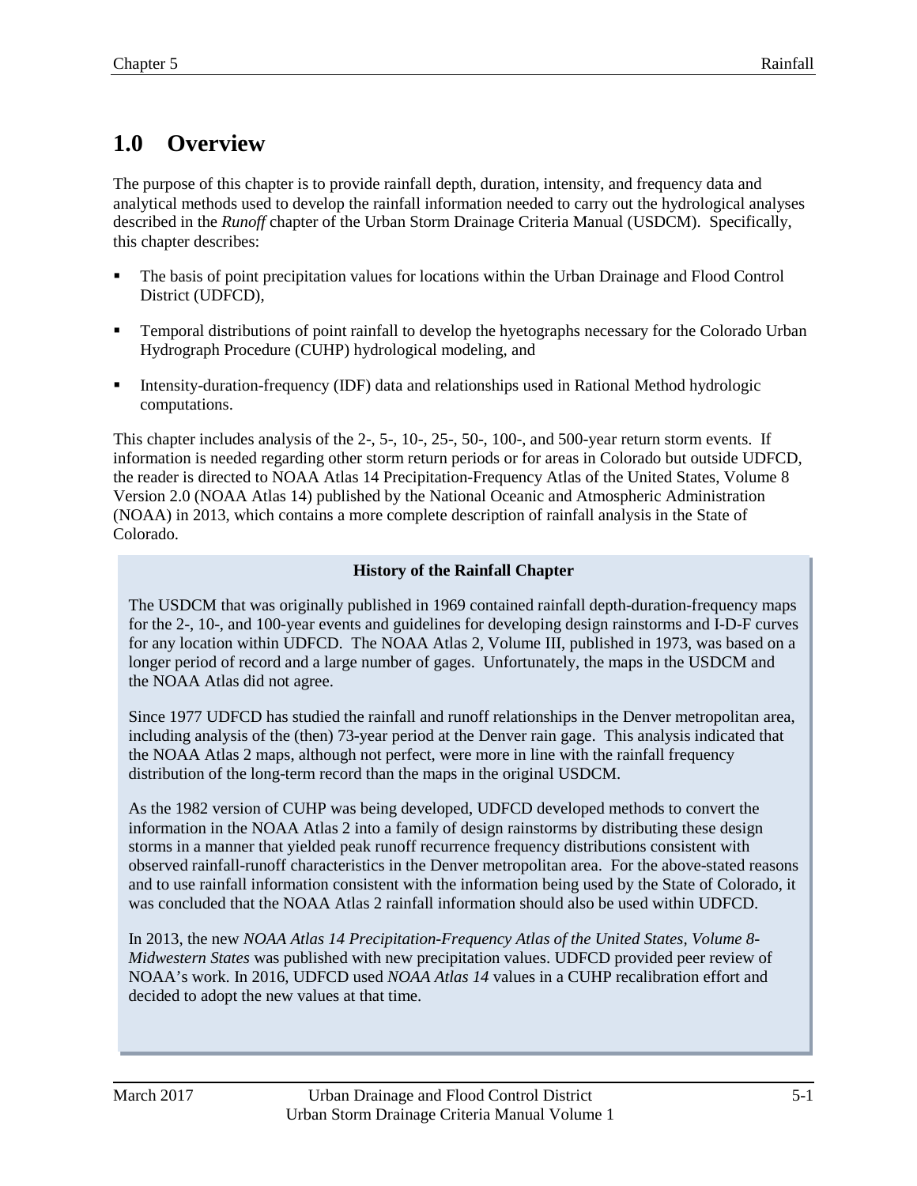# 1.0 Overview

The purpose of this chapter is to provide rainfall depth, duration, intensity, and frequency data and analytical methods used to develop the rainfall information needed to carry out the hydrological analyses described in the *Runoff* chapter of the Urban Storm Drainage Criteria Manual (USDCM). Specifically, this chapter describes:

- The basis of point precipitation values for locations within the Urban Drainage and Flood Control District (UDFCD),
- Temporal distributions of point rainfall to develop the hyetographs necessary for the Colorado Urban Hydrograph Procedure (CUHP) hydrological modeling, and
- Intensity-duration-frequency (IDF) data and relationships used in Rational Method hydrologic computations.

This chapter includes analysis of the 2-, 5-, 10-, 25-, 50-, 100-, and 500-year return storm events. If information is needed regarding other storm return periods or for areas in Colorado but outside UDFCD, the reader is directed to NOAA Atlas 14 Precipitation-Frequency Atlas of the United States, Volume 8 Version 2.0 (NOAA Atlas 14) published by the National Oceanic and Atmospheric Administration (NOAA) in 2013, which contains a more complete description of rainfall analysis in the State of Colorado.

**History of the Rainfall Chapter**

The USDCM that was originally published in 1969 contained rainfall depth-duration-frequency maps for the 2-, 10-, and 100-year events and guidelines for developing design rainstorms and I-D-F curves for any location within UDFCD. The NOAA Atlas 2, Volume III, published in 1973, was based on a longer period of record and a large number of gages. Unfortunately, the maps in the USDCM and the NOAA Atlas did not agree.

Since 1977 UDFCD has studied the rainfall and runoff relationships in the Denver metropolitan area, including analysis of the (then) 73-year period at the Denver rain gage. This analysis indicated that the NOAA Atlas 2 maps, although not perfect, were more in line with the rainfall frequency distribution of the long-term record than the maps in the original USDCM.

As the 1982 version of CUHP was being developed, UDFCD developed methods to convert the information in the NOAA Atlas 2 into a family of design rainstorms by distributing these design storms in a manner that yielded peak runoff recurrence frequency distributions consistent with observed rainfall-runoff characteristics in the Denver metropolitan area. For the above-stated reasons and to use rainfall information consistent with the information being used by the State of Colorado, it was concluded that the NOAA Atlas 2 rainfall information should also be used within UDFCD.

In 2013, the new *NOAA Atlas 14 Precipitation-Frequency Atlas of the United States, Volume 8-Midwestern States* was published with new precipitation values. UDFCD provided peer review of NOAA's work. In 2016, UDFCD used *NOAA Atlas 14* values in a CUHP recalibration effort and decided to adopt the new values at that time.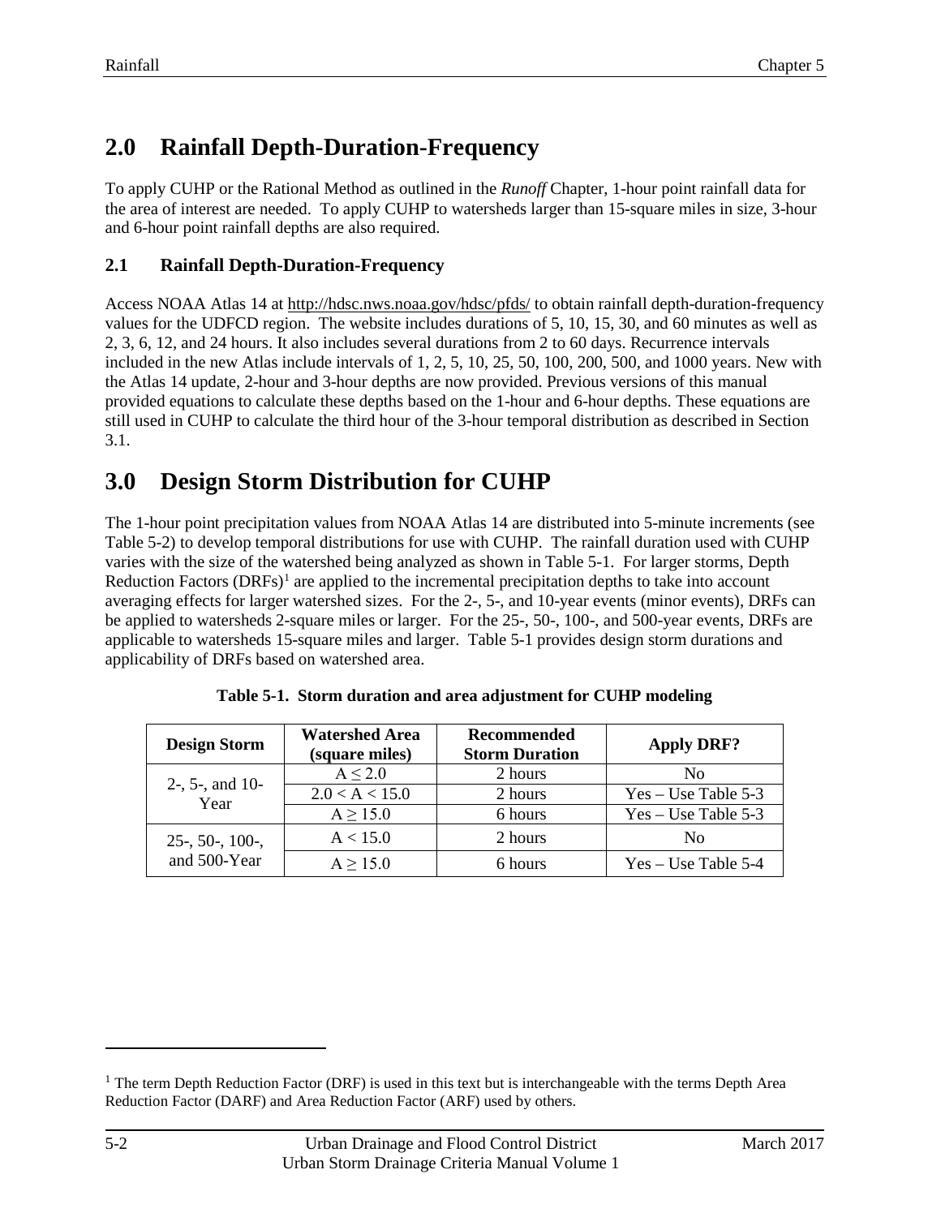## 2.0 Rainfall Depth-Duration-Frequency

To apply CUHP or the Rational Method as outlined in the *Runoff* Chapter, 1-hour point rainfall data for the area of interest are needed. To apply CUHP to watersheds larger than 15-square miles in size, 3-hour and 6-hour point rainfall depths are also required.

### 2.1 Rainfall Depth-Duration-Frequency

Access NOAA Atlas 14 at http://hdsc.nws.noaa.gov/hdsc/pfds/ to obtain rainfall depth-duration-frequency values for the UDFCD region. The website includes durations of 5, 10, 15, 30, and 60 minutes as well as 2, 3, 6, 12, and 24 hours. It also includes several durations from 2 to 60 days. Recurrence intervals included in the new Atlas include intervals of 1, 2, 5, 10, 25, 50, 100, 200, 500, and 1000 years. New with the Atlas 14 update, 2-hour and 3-hour depths are now provided. Previous versions of this manual provided equations to calculate these depths based on the 1-hour and 6-hour depths. These equations are still used in CUHP to calculate the third hour of the 3-hour temporal distribution as described in Section 3.1.

## 3.0 Design Storm Distribution for CUHP

The 1-hour point precipitation values from NOAA Atlas 14 are distributed into 5-minute increments (see Table 5-2) to develop temporal distributions for use with CUHP. The rainfall duration used with CUHP varies with the size of the watershed being analyzed as shown in Table 5-1. For larger storms, Depth Reduction Factors (DRFs)[1] are applied to the incremental precipitation depths to take into account averaging effects for larger watershed sizes. For the 2-, 5-, and 10-year events (minor events), DRFs can be applied to watersheds 2-square miles or larger. For the 25-, 50-, 100-, and 500-year events, DRFs are applicable to watersheds 15-square miles and larger. Table 5-1 provides design storm durations and applicability of DRFs based on watershed area.

**Table 5-1. Storm duration and area adjustment for CUHP modeling**

| Design Storm | Watershed Area (square miles) | Recommended Storm Duration | Apply DRF? |
|---|---|---|---|
| 2-, 5-, and 10-Year | $A \leq 2.0$ | 2 hours | No |
| | $2.0 < A < 15.0$ | 2 hours | Yes – Use Table 5-3 |
| | $A \geq 15.0$ | 6 hours | Yes – Use Table 5-3 |
| 25-, 50-, 100-, and 500-Year | $A < 15.0$ | 2 hours | No |
| | $A \geq 15.0$ | 6 hours | Yes – Use Table 5-4 |

[1] The term Depth Reduction Factor (DRF) is used in this text but is interchangeable with the terms Depth Area Reduction Factor (DARF) and Area Reduction Factor (ARF) used by others.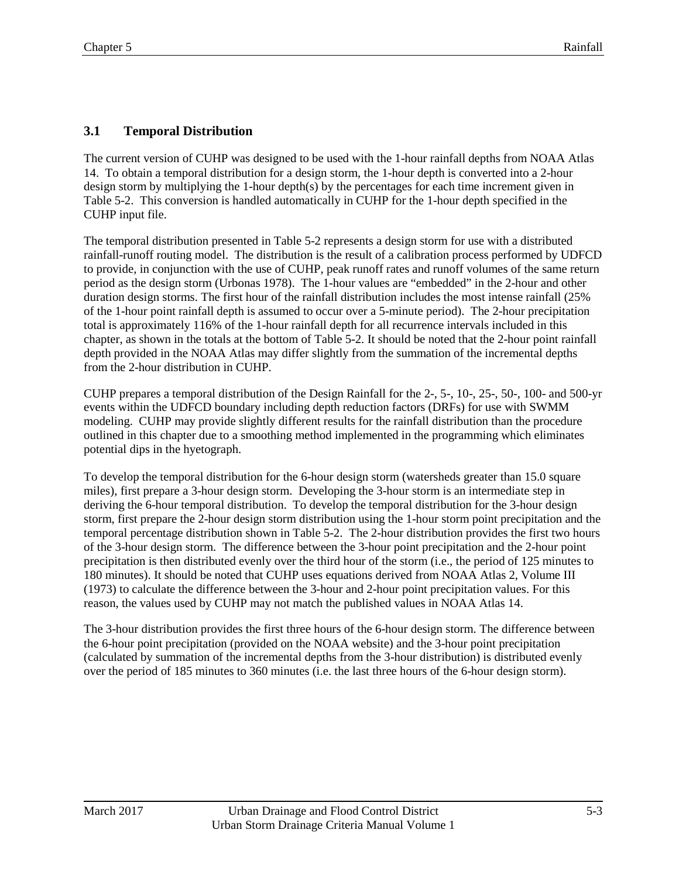### 3.1 Temporal Distribution

The current version of CUHP was designed to be used with the 1-hour rainfall depths from NOAA Atlas 14. To obtain a temporal distribution for a design storm, the 1-hour depth is converted into a 2-hour design storm by multiplying the 1-hour depth(s) by the percentages for each time increment given in Table 5-2. This conversion is handled automatically in CUHP for the 1-hour depth specified in the CUHP input file.

The temporal distribution presented in Table 5-2 represents a design storm for use with a distributed rainfall-runoff routing model. The distribution is the result of a calibration process performed by UDFCD to provide, in conjunction with the use of CUHP, peak runoff rates and runoff volumes of the same return period as the design storm (Urbonas 1978). The 1-hour values are "embedded" in the 2-hour and other duration design storms. The first hour of the rainfall distribution includes the most intense rainfall (25% of the 1-hour point rainfall depth is assumed to occur over a 5-minute period). The 2-hour precipitation total is approximately 116% of the 1-hour rainfall depth for all recurrence intervals included in this chapter, as shown in the totals at the bottom of Table 5-2. It should be noted that the 2-hour point rainfall depth provided in the NOAA Atlas may differ slightly from the summation of the incremental depths from the 2-hour distribution in CUHP.

CUHP prepares a temporal distribution of the Design Rainfall for the 2-, 5-, 10-, 25-, 50-, 100- and 500-yr events within the UDFCD boundary including depth reduction factors (DRFs) for use with SWMM modeling. CUHP may provide slightly different results for the rainfall distribution than the procedure outlined in this chapter due to a smoothing method implemented in the programming which eliminates potential dips in the hyetograph.

To develop the temporal distribution for the 6-hour design storm (watersheds greater than 15.0 square miles), first prepare a 3-hour design storm. Developing the 3-hour storm is an intermediate step in deriving the 6-hour temporal distribution. To develop the temporal distribution for the 3-hour design storm, first prepare the 2-hour design storm distribution using the 1-hour storm point precipitation and the temporal percentage distribution shown in Table 5-2. The 2-hour distribution provides the first two hours of the 3-hour design storm. The difference between the 3-hour point precipitation and the 2-hour point precipitation is then distributed evenly over the third hour of the storm (i.e., the period of 125 minutes to 180 minutes). It should be noted that CUHP uses equations derived from NOAA Atlas 2, Volume III (1973) to calculate the difference between the 3-hour and 2-hour point precipitation values. For this reason, the values used by CUHP may not match the published values in NOAA Atlas 14.

The 3-hour distribution provides the first three hours of the 6-hour design storm. The difference between the 6-hour point precipitation (provided on the NOAA website) and the 3-hour point precipitation (calculated by summation of the incremental depths from the 3-hour distribution) is distributed evenly over the period of 185 minutes to 360 minutes (i.e. the last three hours of the 6-hour design storm).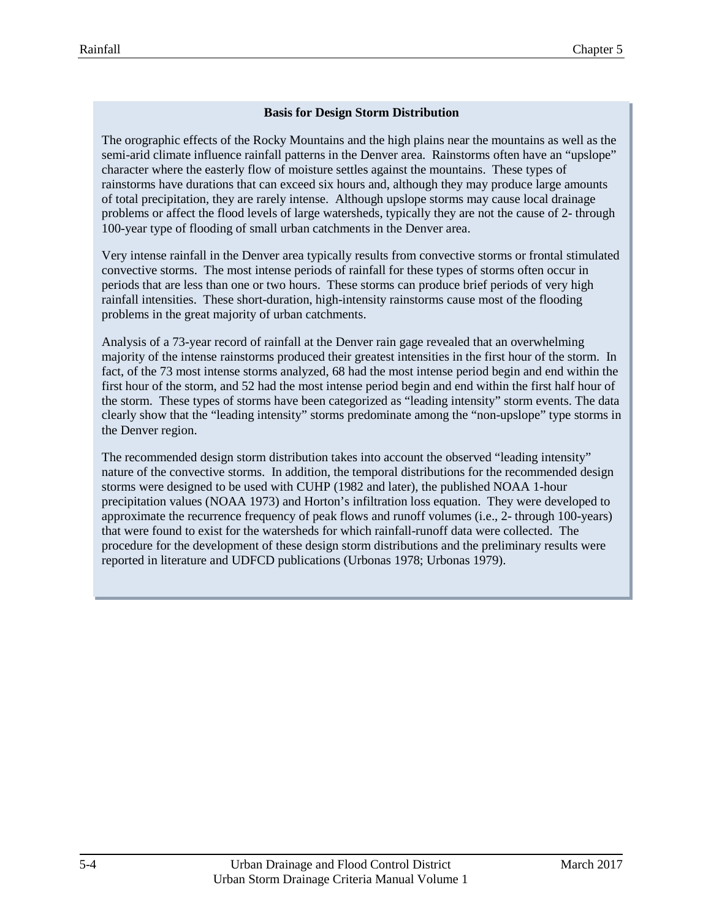**Basis for Design Storm Distribution**

The orographic effects of the Rocky Mountains and the high plains near the mountains as well as the semi-arid climate influence rainfall patterns in the Denver area. Rainstorms often have an "upslope" character where the easterly flow of moisture settles against the mountains. These types of rainstorms have durations that can exceed six hours and, although they may produce large amounts of total precipitation, they are rarely intense. Although upslope storms may cause local drainage problems or affect the flood levels of large watersheds, typically they are not the cause of 2- through 100-year type of flooding of small urban catchments in the Denver area.

Very intense rainfall in the Denver area typically results from convective storms or frontal stimulated convective storms. The most intense periods of rainfall for these types of storms often occur in periods that are less than one or two hours. These storms can produce brief periods of very high rainfall intensities. These short-duration, high-intensity rainstorms cause most of the flooding problems in the great majority of urban catchments.

Analysis of a 73-year record of rainfall at the Denver rain gage revealed that an overwhelming majority of the intense rainstorms produced their greatest intensities in the first hour of the storm. In fact, of the 73 most intense storms analyzed, 68 had the most intense period begin and end within the first hour of the storm, and 52 had the most intense period begin and end within the first half hour of the storm. These types of storms have been categorized as "leading intensity" storm events. The data clearly show that the "leading intensity" storms predominate among the "non-upslope" type storms in the Denver region.

The recommended design storm distribution takes into account the observed "leading intensity" nature of the convective storms. In addition, the temporal distributions for the recommended design storms were designed to be used with CUHP (1982 and later), the published NOAA 1-hour precipitation values (NOAA 1973) and Horton's infiltration loss equation. They were developed to approximate the recurrence frequency of peak flows and runoff volumes (i.e., 2- through 100-years) that were found to exist for the watersheds for which rainfall-runoff data were collected. The procedure for the development of these design storm distributions and the preliminary results were reported in literature and UDFCD publications (Urbonas 1978; Urbonas 1979).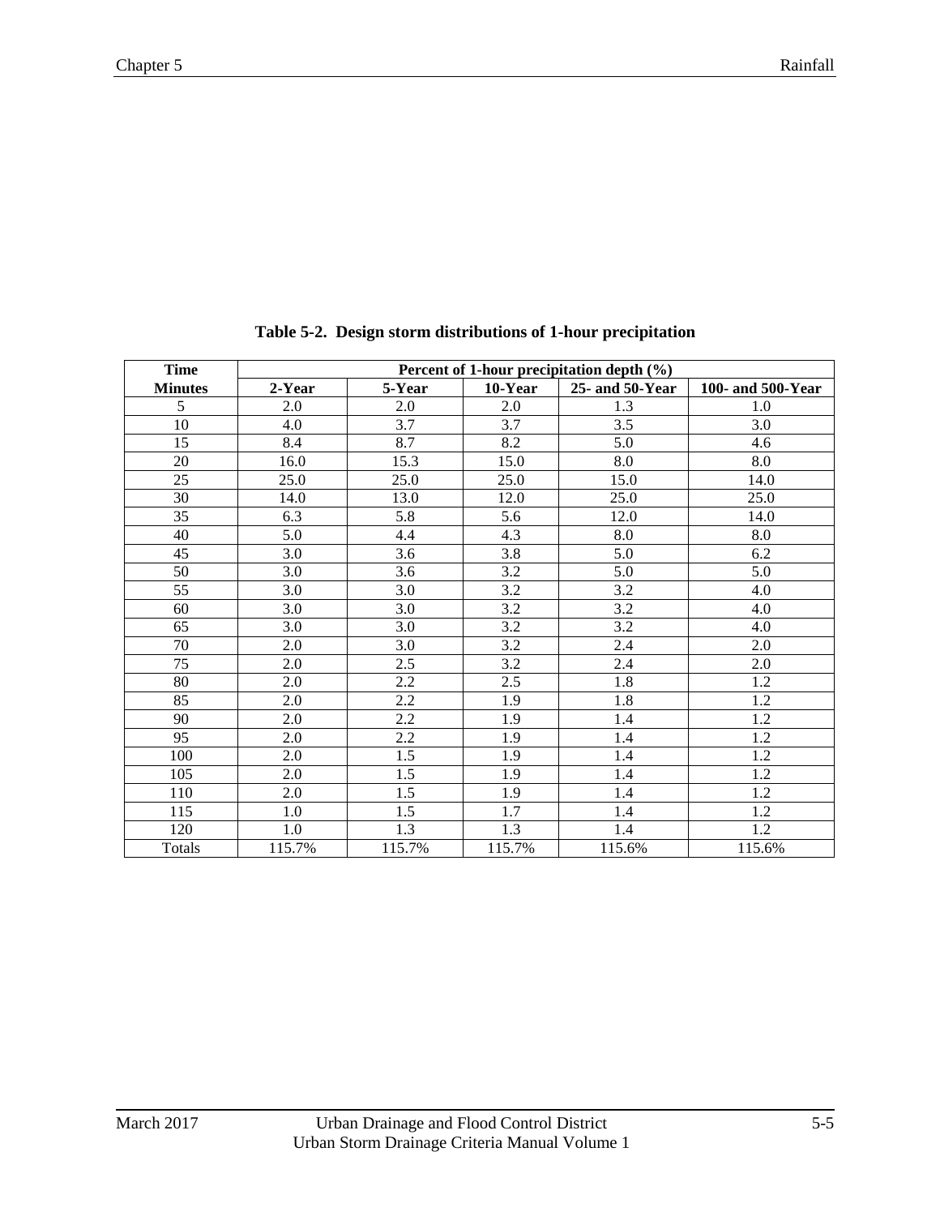**Table 5-2. Design storm distributions of 1-hour precipitation**

| Time | Percent of 1-hour precipitation depth (%) | | | | |
|---|---|---|---|---|---|
| Minutes | 2-Year | 5-Year | 10-Year | 25- and 50-Year | 100- and 500-Year |
| 5 | 2.0 | 2.0 | 2.0 | 1.3 | 1.0 |
| 10 | 4.0 | 3.7 | 3.7 | 3.5 | 3.0 |
| 15 | 8.4 | 8.7 | 8.2 | 5.0 | 4.6 |
| 20 | 16.0 | 15.3 | 15.0 | 8.0 | 8.0 |
| 25 | 25.0 | 25.0 | 25.0 | 15.0 | 14.0 |
| 30 | 14.0 | 13.0 | 12.0 | 25.0 | 25.0 |
| 35 | 6.3 | 5.8 | 5.6 | 12.0 | 14.0 |
| 40 | 5.0 | 4.4 | 4.3 | 8.0 | 8.0 |
| 45 | 3.0 | 3.6 | 3.8 | 5.0 | 6.2 |
| 50 | 3.0 | 3.6 | 3.2 | 5.0 | 5.0 |
| 55 | 3.0 | 3.0 | 3.2 | 3.2 | 4.0 |
| 60 | 3.0 | 3.0 | 3.2 | 3.2 | 4.0 |
| 65 | 3.0 | 3.0 | 3.2 | 3.2 | 4.0 |
| 70 | 2.0 | 3.0 | 3.2 | 2.4 | 2.0 |
| 75 | 2.0 | 2.5 | 3.2 | 2.4 | 2.0 |
| 80 | 2.0 | 2.2 | 2.5 | 1.8 | 1.2 |
| 85 | 2.0 | 2.2 | 1.9 | 1.8 | 1.2 |
| 90 | 2.0 | 2.2 | 1.9 | 1.4 | 1.2 |
| 95 | 2.0 | 2.2 | 1.9 | 1.4 | 1.2 |
| 100 | 2.0 | 1.5 | 1.9 | 1.4 | 1.2 |
| 105 | 2.0 | 1.5 | 1.9 | 1.4 | 1.2 |
| 110 | 2.0 | 1.5 | 1.9 | 1.4 | 1.2 |
| 115 | 1.0 | 1.5 | 1.7 | 1.4 | 1.2 |
| 120 | 1.0 | 1.3 | 1.3 | 1.4 | 1.2 |
| Totals | 115.7% | 115.7% | 115.7% | 115.6% | 115.6% |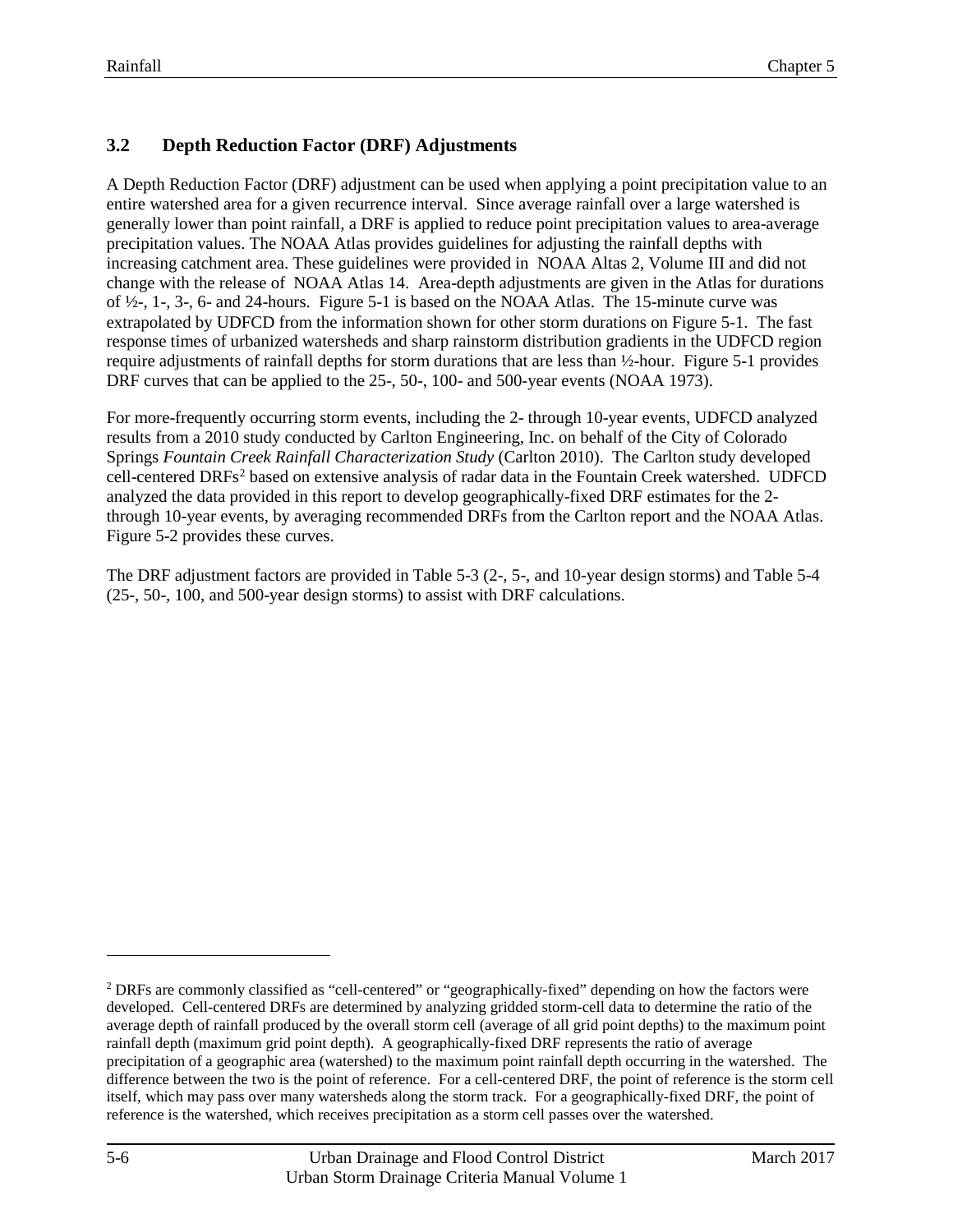### 3.2 Depth Reduction Factor (DRF) Adjustments

A Depth Reduction Factor (DRF) adjustment can be used when applying a point precipitation value to an entire watershed area for a given recurrence interval. Since average rainfall over a large watershed is generally lower than point rainfall, a DRF is applied to reduce point precipitation values to area-average precipitation values. The NOAA Atlas provides guidelines for adjusting the rainfall depths with increasing catchment area. These guidelines were provided in NOAA Altas 2, Volume III and did not change with the release of NOAA Atlas 14. Area-depth adjustments are given in the Atlas for durations of ½-, 1-, 3-, 6- and 24-hours. Figure 5-1 is based on the NOAA Atlas. The 15-minute curve was extrapolated by UDFCD from the information shown for other storm durations on Figure 5-1. The fast response times of urbanized watersheds and sharp rainstorm distribution gradients in the UDFCD region require adjustments of rainfall depths for storm durations that are less than ½-hour. Figure 5-1 provides DRF curves that can be applied to the 25-, 50-, 100- and 500-year events (NOAA 1973).

For more-frequently occurring storm events, including the 2- through 10-year events, UDFCD analyzed results from a 2010 study conducted by Carlton Engineering, Inc. on behalf of the City of Colorado Springs *Fountain Creek Rainfall Characterization Study* (Carlton 2010). The Carlton study developed cell-centered DRFs[2] based on extensive analysis of radar data in the Fountain Creek watershed. UDFCD analyzed the data provided in this report to develop geographically-fixed DRF estimates for the 2- through 10-year events, by averaging recommended DRFs from the Carlton report and the NOAA Atlas. Figure 5-2 provides these curves.

The DRF adjustment factors are provided in Table 5-3 (2-, 5-, and 10-year design storms) and Table 5-4 (25-, 50-, 100, and 500-year design storms) to assist with DRF calculations.

---

[2] DRFs are commonly classified as "cell-centered" or "geographically-fixed" depending on how the factors were developed. Cell-centered DRFs are determined by analyzing gridded storm-cell data to determine the ratio of the average depth of rainfall produced by the overall storm cell (average of all grid point depths) to the maximum point rainfall depth (maximum grid point depth). A geographically-fixed DRF represents the ratio of average precipitation of a geographic area (watershed) to the maximum point rainfall depth occurring in the watershed. The difference between the two is the point of reference. For a cell-centered DRF, the point of reference is the storm cell itself, which may pass over many watersheds along the storm track. For a geographically-fixed DRF, the point of reference is the watershed, which receives precipitation as a storm cell passes over the watershed.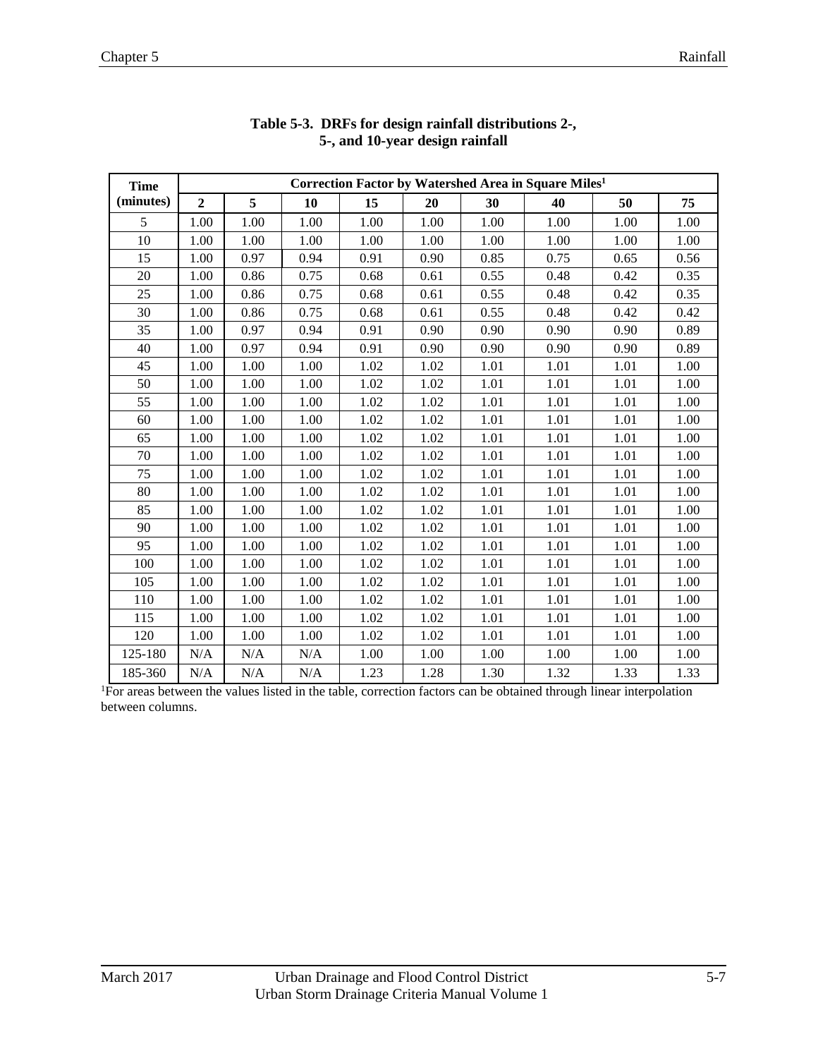**Table 5-3. DRFs for design rainfall distributions 2-, 5-, and 10-year design rainfall**

| Time (minutes) | Correction Factor by Watershed Area in Square Miles[1] | | | | | | | | |
|---|---|---|---|---|---|---|---|---|---|
| | **2** | **5** | **10** | **15** | **20** | **30** | **40** | **50** | **75** |
| 5 | 1.00 | 1.00 | 1.00 | 1.00 | 1.00 | 1.00 | 1.00 | 1.00 | 1.00 |
| 10 | 1.00 | 1.00 | 1.00 | 1.00 | 1.00 | 1.00 | 1.00 | 1.00 | 1.00 |
| 15 | 1.00 | 0.97 | 0.94 | 0.91 | 0.90 | 0.85 | 0.75 | 0.65 | 0.56 |
| 20 | 1.00 | 0.86 | 0.75 | 0.68 | 0.61 | 0.55 | 0.48 | 0.42 | 0.35 |
| 25 | 1.00 | 0.86 | 0.75 | 0.68 | 0.61 | 0.55 | 0.48 | 0.42 | 0.35 |
| 30 | 1.00 | 0.86 | 0.75 | 0.68 | 0.61 | 0.55 | 0.48 | 0.42 | 0.42 |
| 35 | 1.00 | 0.97 | 0.94 | 0.91 | 0.90 | 0.90 | 0.90 | 0.90 | 0.89 |
| 40 | 1.00 | 0.97 | 0.94 | 0.91 | 0.90 | 0.90 | 0.90 | 0.90 | 0.89 |
| 45 | 1.00 | 1.00 | 1.00 | 1.02 | 1.02 | 1.01 | 1.01 | 1.01 | 1.00 |
| 50 | 1.00 | 1.00 | 1.00 | 1.02 | 1.02 | 1.01 | 1.01 | 1.01 | 1.00 |
| 55 | 1.00 | 1.00 | 1.00 | 1.02 | 1.02 | 1.01 | 1.01 | 1.01 | 1.00 |
| 60 | 1.00 | 1.00 | 1.00 | 1.02 | 1.02 | 1.01 | 1.01 | 1.01 | 1.00 |
| 65 | 1.00 | 1.00 | 1.00 | 1.02 | 1.02 | 1.01 | 1.01 | 1.01 | 1.00 |
| 70 | 1.00 | 1.00 | 1.00 | 1.02 | 1.02 | 1.01 | 1.01 | 1.01 | 1.00 |
| 75 | 1.00 | 1.00 | 1.00 | 1.02 | 1.02 | 1.01 | 1.01 | 1.01 | 1.00 |
| 80 | 1.00 | 1.00 | 1.00 | 1.02 | 1.02 | 1.01 | 1.01 | 1.01 | 1.00 |
| 85 | 1.00 | 1.00 | 1.00 | 1.02 | 1.02 | 1.01 | 1.01 | 1.01 | 1.00 |
| 90 | 1.00 | 1.00 | 1.00 | 1.02 | 1.02 | 1.01 | 1.01 | 1.01 | 1.00 |
| 95 | 1.00 | 1.00 | 1.00 | 1.02 | 1.02 | 1.01 | 1.01 | 1.01 | 1.00 |
| 100 | 1.00 | 1.00 | 1.00 | 1.02 | 1.02 | 1.01 | 1.01 | 1.01 | 1.00 |
| 105 | 1.00 | 1.00 | 1.00 | 1.02 | 1.02 | 1.01 | 1.01 | 1.01 | 1.00 |
| 110 | 1.00 | 1.00 | 1.00 | 1.02 | 1.02 | 1.01 | 1.01 | 1.01 | 1.00 |
| 115 | 1.00 | 1.00 | 1.00 | 1.02 | 1.02 | 1.01 | 1.01 | 1.01 | 1.00 |
| 120 | 1.00 | 1.00 | 1.00 | 1.02 | 1.02 | 1.01 | 1.01 | 1.01 | 1.00 |
| 125-180 | N/A | N/A | N/A | 1.00 | 1.00 | 1.00 | 1.00 | 1.00 | 1.00 |
| 185-360 | N/A | N/A | N/A | 1.23 | 1.28 | 1.30 | 1.32 | 1.33 | 1.33 |

[1]For areas between the values listed in the table, correction factors can be obtained through linear interpolation between columns.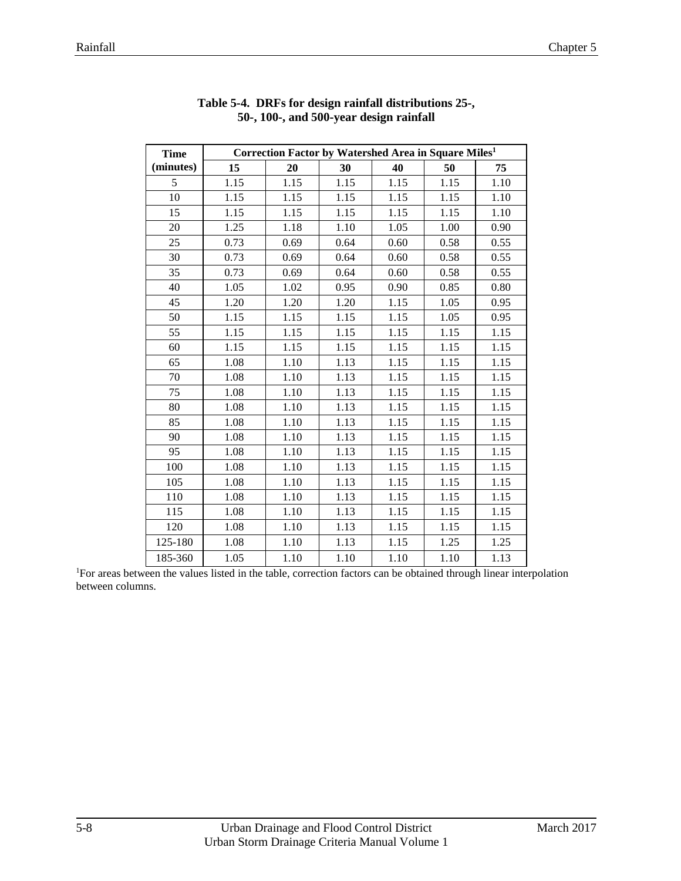**Table 5-4. DRFs for design rainfall distributions 25-, 50-, 100-, and 500-year design rainfall**

| Time (minutes) | Correction Factor by Watershed Area in Square Miles[1] | | | | | |
|---|---|---|---|---|---|---|
| | 15 | 20 | 30 | 40 | 50 | 75 |
| 5 | 1.15 | 1.15 | 1.15 | 1.15 | 1.15 | 1.10 |
| 10 | 1.15 | 1.15 | 1.15 | 1.15 | 1.15 | 1.10 |
| 15 | 1.15 | 1.15 | 1.15 | 1.15 | 1.15 | 1.10 |
| 20 | 1.25 | 1.18 | 1.10 | 1.05 | 1.00 | 0.90 |
| 25 | 0.73 | 0.69 | 0.64 | 0.60 | 0.58 | 0.55 |
| 30 | 0.73 | 0.69 | 0.64 | 0.60 | 0.58 | 0.55 |
| 35 | 0.73 | 0.69 | 0.64 | 0.60 | 0.58 | 0.55 |
| 40 | 1.05 | 1.02 | 0.95 | 0.90 | 0.85 | 0.80 |
| 45 | 1.20 | 1.20 | 1.20 | 1.15 | 1.05 | 0.95 |
| 50 | 1.15 | 1.15 | 1.15 | 1.15 | 1.05 | 0.95 |
| 55 | 1.15 | 1.15 | 1.15 | 1.15 | 1.15 | 1.15 |
| 60 | 1.15 | 1.15 | 1.15 | 1.15 | 1.15 | 1.15 |
| 65 | 1.08 | 1.10 | 1.13 | 1.15 | 1.15 | 1.15 |
| 70 | 1.08 | 1.10 | 1.13 | 1.15 | 1.15 | 1.15 |
| 75 | 1.08 | 1.10 | 1.13 | 1.15 | 1.15 | 1.15 |
| 80 | 1.08 | 1.10 | 1.13 | 1.15 | 1.15 | 1.15 |
| 85 | 1.08 | 1.10 | 1.13 | 1.15 | 1.15 | 1.15 |
| 90 | 1.08 | 1.10 | 1.13 | 1.15 | 1.15 | 1.15 |
| 95 | 1.08 | 1.10 | 1.13 | 1.15 | 1.15 | 1.15 |
| 100 | 1.08 | 1.10 | 1.13 | 1.15 | 1.15 | 1.15 |
| 105 | 1.08 | 1.10 | 1.13 | 1.15 | 1.15 | 1.15 |
| 110 | 1.08 | 1.10 | 1.13 | 1.15 | 1.15 | 1.15 |
| 115 | 1.08 | 1.10 | 1.13 | 1.15 | 1.15 | 1.15 |
| 120 | 1.08 | 1.10 | 1.13 | 1.15 | 1.15 | 1.15 |
| 125-180 | 1.08 | 1.10 | 1.13 | 1.15 | 1.25 | 1.25 |
| 185-360 | 1.05 | 1.10 | 1.10 | 1.10 | 1.10 | 1.13 |

[1]For areas between the values listed in the table, correction factors can be obtained through linear interpolation between columns.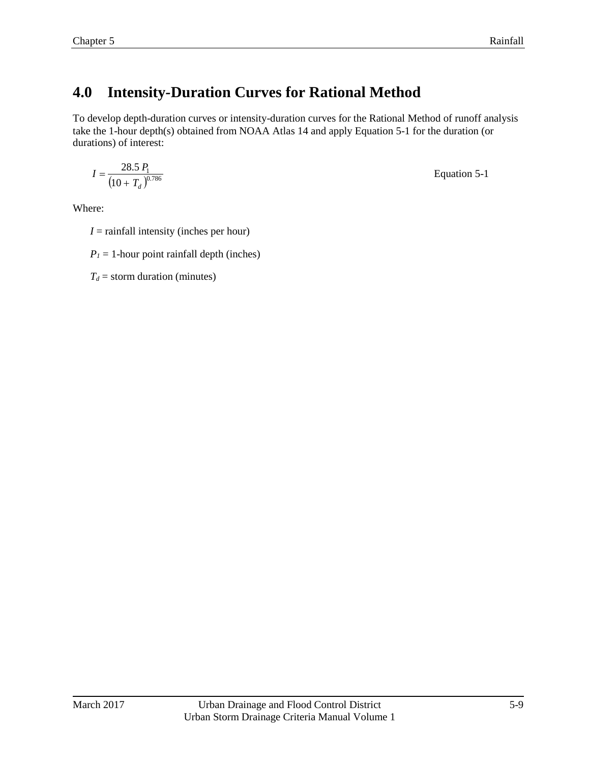# 4.0 Intensity-Duration Curves for Rational Method

To develop depth-duration curves or intensity-duration curves for the Rational Method of runoff analysis take the 1-hour depth(s) obtained from NOAA Atlas 14 and apply Equation 5-1 for the duration (or durations) of interest:

$$I = \frac{28.5\, P_1}{\left(10 + T_d\right)^{0.786}} \qquad \text{Equation 5-1}$$

Where:

$I$ = rainfall intensity (inches per hour)

$P_1$ = 1-hour point rainfall depth (inches)

$T_d$ = storm duration (minutes)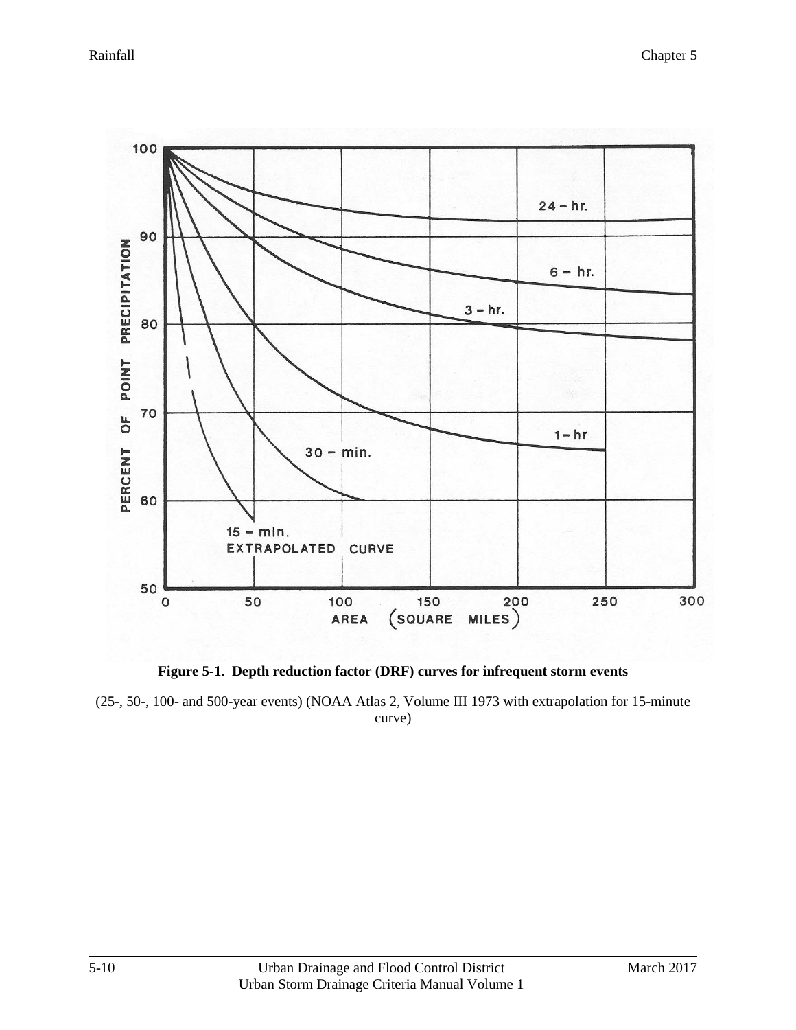**Figure 5-1. Depth reduction factor (DRF) curves for infrequent storm events**

(25-, 50-, 100- and 500-year events) (NOAA Atlas 2, Volume III 1973 with extrapolation for 15-minute curve)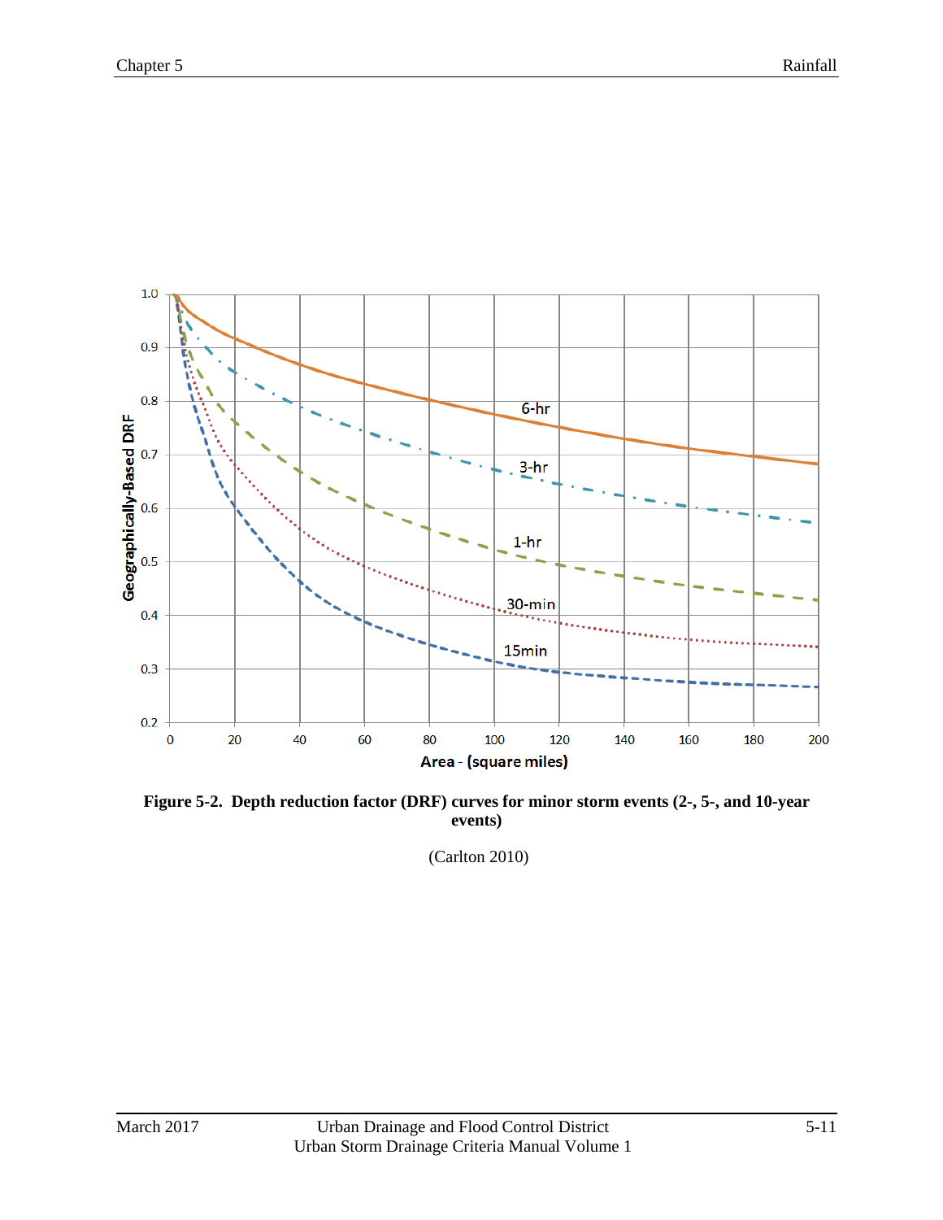**Figure 5-2. Depth reduction factor (DRF) curves for minor storm events (2-, 5-, and 10-year events)**

(Carlton 2010)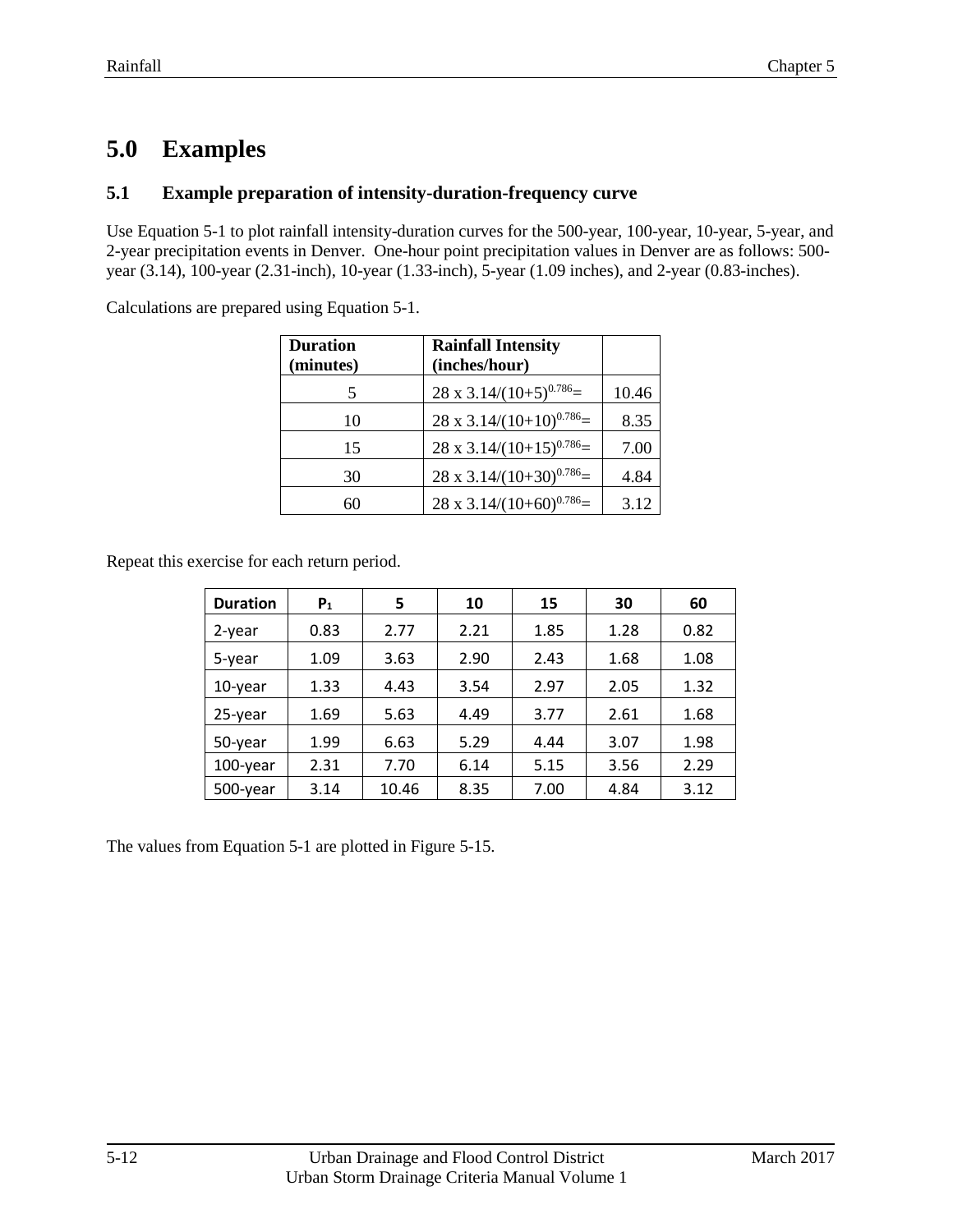# 5.0 Examples

## 5.1 Example preparation of intensity-duration-frequency curve

Use Equation 5-1 to plot rainfall intensity-duration curves for the 500-year, 100-year, 10-year, 5-year, and 2-year precipitation events in Denver. One-hour point precipitation values in Denver are as follows: 500-year (3.14), 100-year (2.31-inch), 10-year (1.33-inch), 5-year (1.09 inches), and 2-year (0.83-inches).

Calculations are prepared using Equation 5-1.

| Duration (minutes) | Rainfall Intensity (inches/hour) | |
|---|---|---|
| 5 | $28 \times 3.14/(10+5)^{0.786}=$ | 10.46 |
| 10 | $28 \times 3.14/(10+10)^{0.786}=$ | 8.35 |
| 15 | $28 \times 3.14/(10+15)^{0.786}=$ | 7.00 |
| 30 | $28 \times 3.14/(10+30)^{0.786}=$ | 4.84 |
| 60 | $28 \times 3.14/(10+60)^{0.786}=$ | 3.12 |

Repeat this exercise for each return period.

| Duration | $P_1$ | 5 | 10 | 15 | 30 | 60 |
|---|---|---|---|---|---|---|
| 2-year | 0.83 | 2.77 | 2.21 | 1.85 | 1.28 | 0.82 |
| 5-year | 1.09 | 3.63 | 2.90 | 2.43 | 1.68 | 1.08 |
| 10-year | 1.33 | 4.43 | 3.54 | 2.97 | 2.05 | 1.32 |
| 25-year | 1.69 | 5.63 | 4.49 | 3.77 | 2.61 | 1.68 |
| 50-year | 1.99 | 6.63 | 5.29 | 4.44 | 3.07 | 1.98 |
| 100-year | 2.31 | 7.70 | 6.14 | 5.15 | 3.56 | 2.29 |
| 500-year | 3.14 | 10.46 | 8.35 | 7.00 | 4.84 | 3.12 |

The values from Equation 5-1 are plotted in Figure 5-15.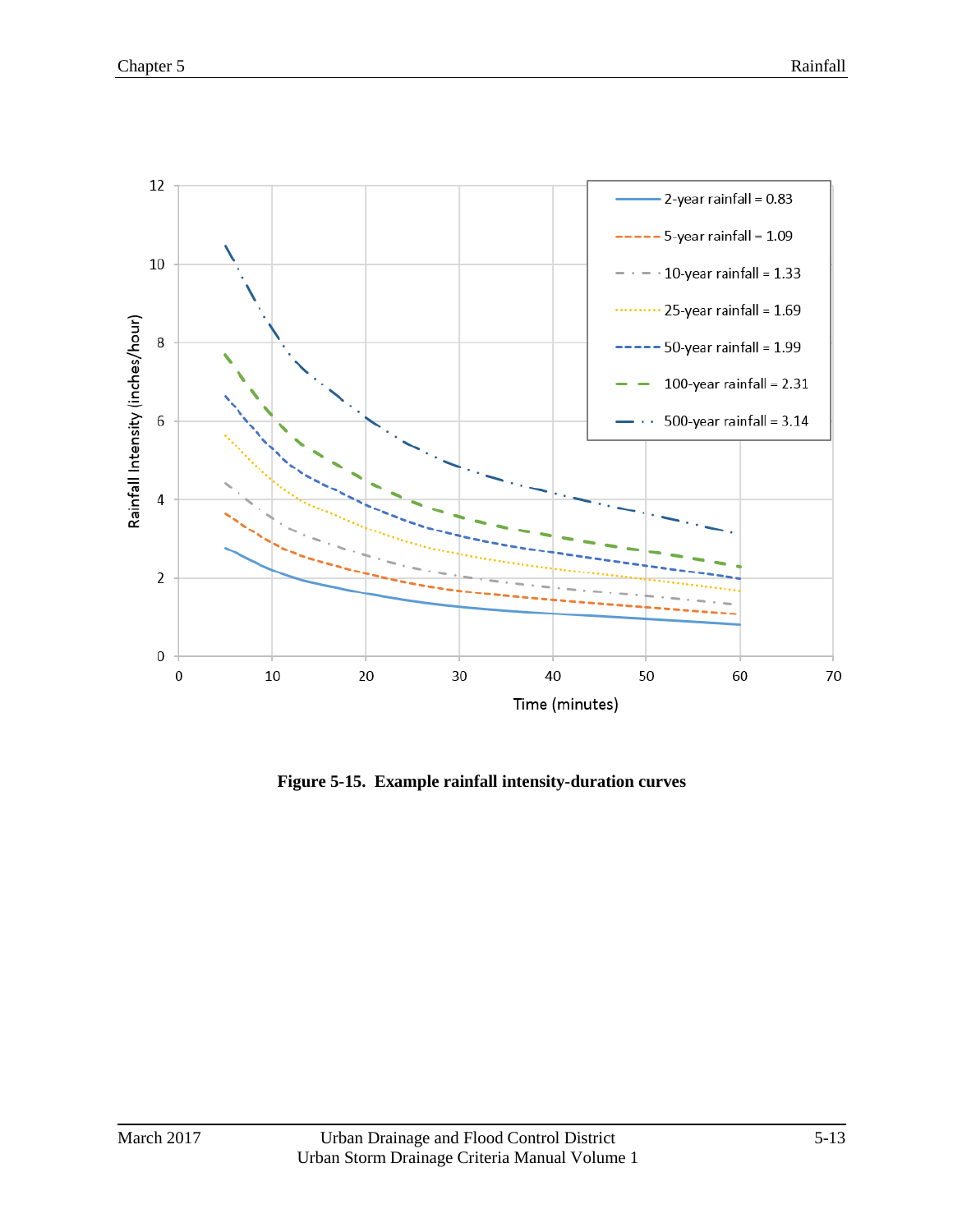**Figure 5-15. Example rainfall intensity-duration curves**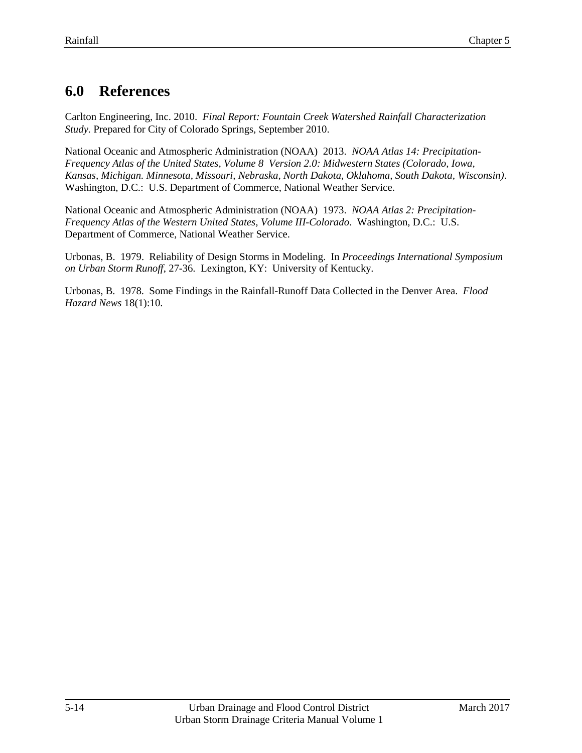## 6.0 References

Carlton Engineering, Inc. 2010. *Final Report: Fountain Creek Watershed Rainfall Characterization Study*. Prepared for City of Colorado Springs, September 2010.

National Oceanic and Atmospheric Administration (NOAA) 2013. *NOAA Atlas 14: Precipitation-Frequency Atlas of the United States, Volume 8 Version 2.0: Midwestern States (Colorado, Iowa, Kansas, Michigan. Minnesota, Missouri, Nebraska, North Dakota, Oklahoma, South Dakota, Wisconsin)*. Washington, D.C.: U.S. Department of Commerce, National Weather Service.

National Oceanic and Atmospheric Administration (NOAA) 1973. *NOAA Atlas 2: Precipitation-Frequency Atlas of the Western United States, Volume III-Colorado*. Washington, D.C.: U.S. Department of Commerce, National Weather Service.

Urbonas, B. 1979. Reliability of Design Storms in Modeling. In *Proceedings International Symposium on Urban Storm Runoff*, 27-36. Lexington, KY: University of Kentucky.

Urbonas, B. 1978. Some Findings in the Rainfall-Runoff Data Collected in the Denver Area. *Flood Hazard News* 18(1):10.